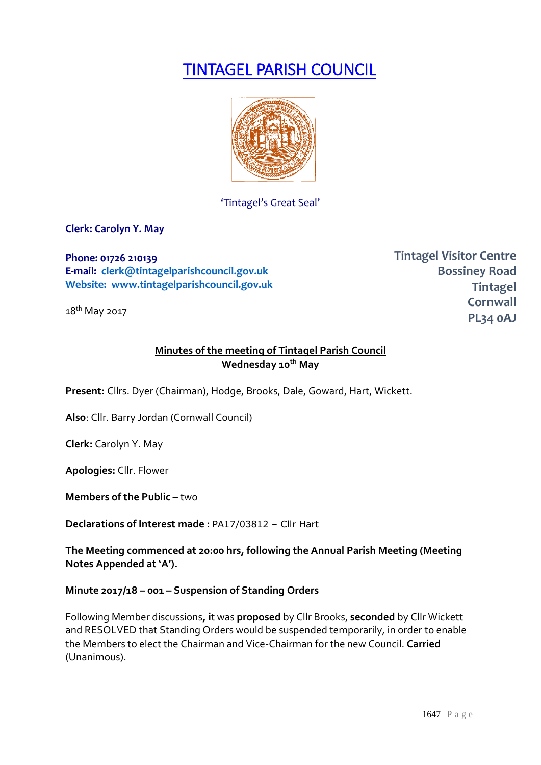# TINTAGEL PARISH COUNCIL

'Tintagel's Great Seal'

**Clerk: Carolyn Y. May**

**Phone: 01726 210139**
**E-mail: clerk@tintagelparishcouncil.gov.uk**
**Website: www.tintagelparishcouncil.gov.uk**

**Tintagel Visitor Centre**
**Bossiney Road**
**Tintagel**
**Cornwall**
**PL34 0AJ**

18th May 2017

**Minutes of the meeting of Tintagel Parish Council**
**Wednesday 10th May**

**Present:** Cllrs. Dyer (Chairman), Hodge, Brooks, Dale, Goward, Hart, Wickett.

**Also**: Cllr. Barry Jordan (Cornwall Council)

**Clerk:** Carolyn Y. May

**Apologies:** Cllr. Flower

**Members of the Public** – two

**Declarations of Interest made :** PA17/03812 – Cllr Hart

**The Meeting commenced at 20:00 hrs, following the Annual Parish Meeting (Meeting Notes Appended at 'A').**

**Minute 2017/18 – 001 – Suspension of Standing Orders**

Following Member discussions**, i**t was **proposed** by Cllr Brooks, **seconded** by Cllr Wickett and RESOLVED that Standing Orders would be suspended temporarily, in order to enable the Members to elect the Chairman and Vice-Chairman for the new Council. **Carried** (Unanimous).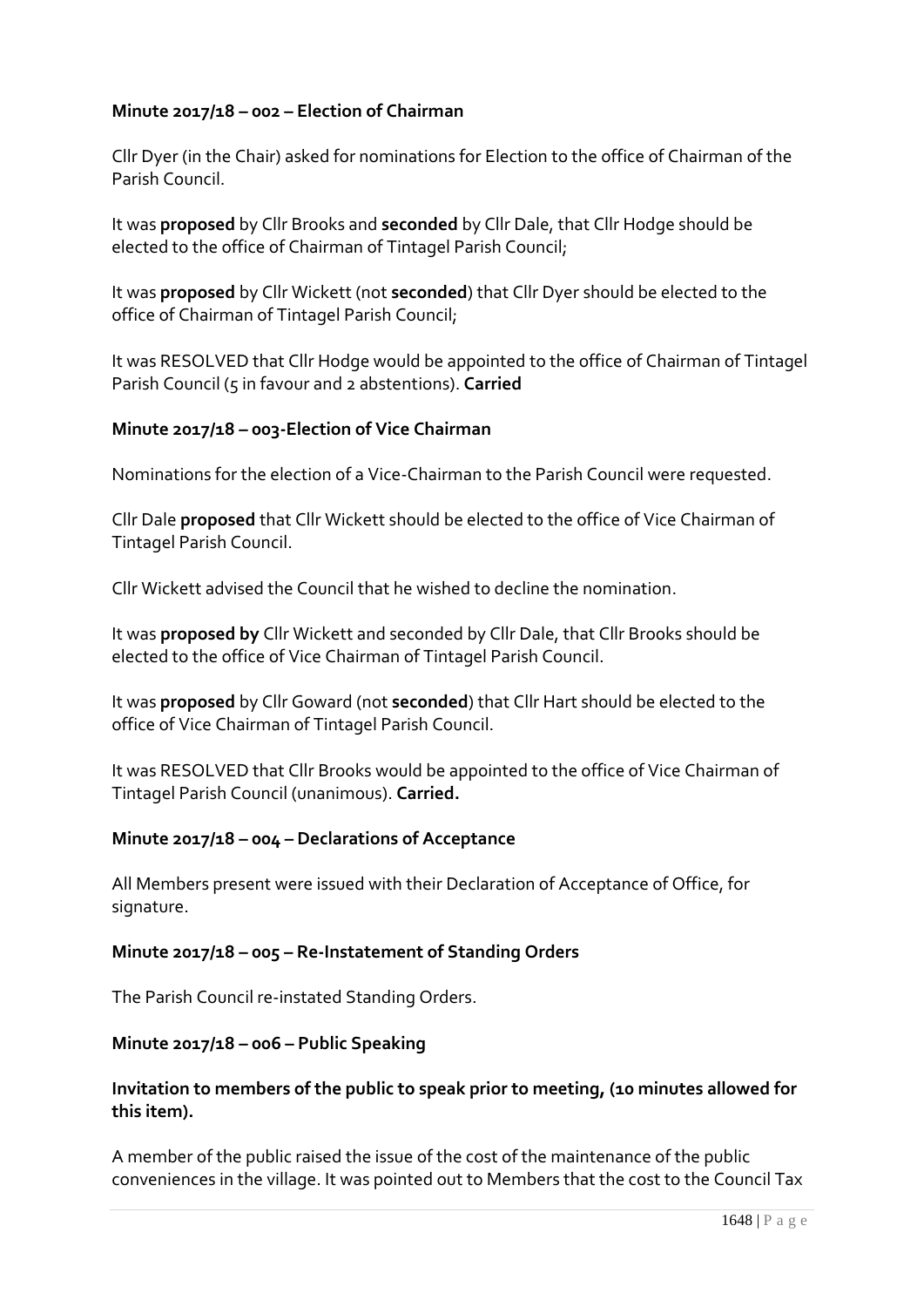**Minute 2017/18 – 002 – Election of Chairman**

Cllr Dyer (in the Chair) asked for nominations for Election to the office of Chairman of the Parish Council.

It was **proposed** by Cllr Brooks and **seconded** by Cllr Dale, that Cllr Hodge should be elected to the office of Chairman of Tintagel Parish Council;

It was **proposed** by Cllr Wickett (not **seconded**) that Cllr Dyer should be elected to the office of Chairman of Tintagel Parish Council;

It was RESOLVED that Cllr Hodge would be appointed to the office of Chairman of Tintagel Parish Council (5 in favour and 2 abstentions). **Carried**

**Minute 2017/18 – 003-Election of Vice Chairman**

Nominations for the election of a Vice-Chairman to the Parish Council were requested.

Cllr Dale **proposed** that Cllr Wickett should be elected to the office of Vice Chairman of Tintagel Parish Council.

Cllr Wickett advised the Council that he wished to decline the nomination.

It was **proposed by** Cllr Wickett and seconded by Cllr Dale, that Cllr Brooks should be elected to the office of Vice Chairman of Tintagel Parish Council.

It was **proposed** by Cllr Goward (not **seconded**) that Cllr Hart should be elected to the office of Vice Chairman of Tintagel Parish Council.

It was RESOLVED that Cllr Brooks would be appointed to the office of Vice Chairman of Tintagel Parish Council (unanimous). **Carried.**

**Minute 2017/18 – 004 – Declarations of Acceptance**

All Members present were issued with their Declaration of Acceptance of Office, for signature.

**Minute 2017/18 – 005 – Re-Instatement of Standing Orders**

The Parish Council re-instated Standing Orders.

**Minute 2017/18 – 006 – Public Speaking**

**Invitation to members of the public to speak prior to meeting, (10 minutes allowed for this item).**

A member of the public raised the issue of the cost of the maintenance of the public conveniences in the village. It was pointed out to Members that the cost to the Council Tax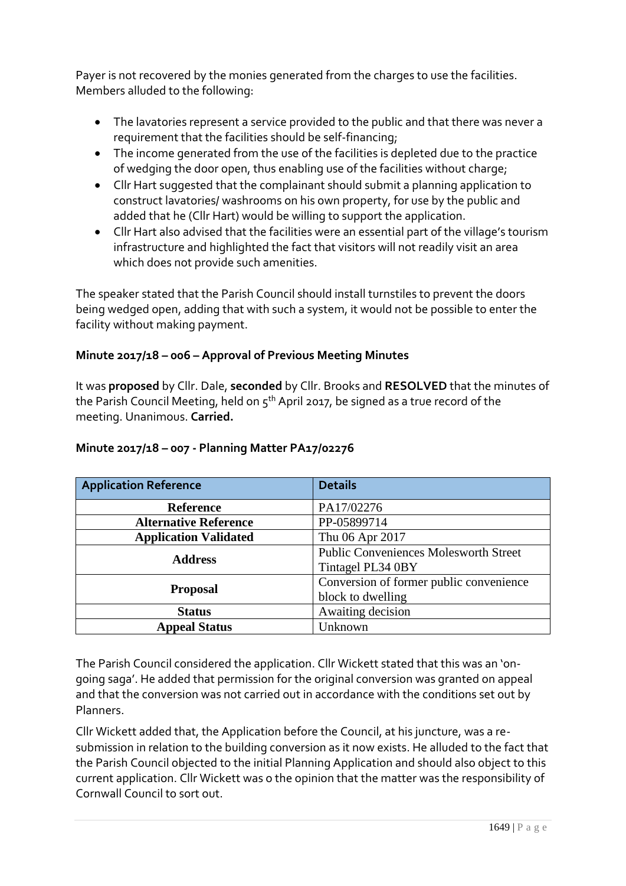Payer is not recovered by the monies generated from the charges to use the facilities. Members alluded to the following:

- The lavatories represent a service provided to the public and that there was never a requirement that the facilities should be self-financing;
- The income generated from the use of the facilities is depleted due to the practice of wedging the door open, thus enabling use of the facilities without charge;
- Cllr Hart suggested that the complainant should submit a planning application to construct lavatories/ washrooms on his own property, for use by the public and added that he (Cllr Hart) would be willing to support the application.
- Cllr Hart also advised that the facilities were an essential part of the village's tourism infrastructure and highlighted the fact that visitors will not readily visit an area which does not provide such amenities.

The speaker stated that the Parish Council should install turnstiles to prevent the doors being wedged open, adding that with such a system, it would not be possible to enter the facility without making payment.

**Minute 2017/18 – 006 – Approval of Previous Meeting Minutes**

It was **proposed** by Cllr. Dale, **seconded** by Cllr. Brooks and **RESOLVED** that the minutes of the Parish Council Meeting, held on 5th April 2017, be signed as a true record of the meeting. Unanimous. **Carried.**

**Minute 2017/18 – 007 - Planning Matter PA17/02276**

| Application Reference | Details |
|---|---|
| **Reference** | PA17/02276 |
| **Alternative Reference** | PP-05899714 |
| **Application Validated** | Thu 06 Apr 2017 |
| **Address** | Public Conveniences Molesworth Street Tintagel PL34 0BY |
| **Proposal** | Conversion of former public convenience block to dwelling |
| **Status** | Awaiting decision |
| **Appeal Status** | Unknown |

The Parish Council considered the application. Cllr Wickett stated that this was an 'on-going saga'. He added that permission for the original conversion was granted on appeal and that the conversion was not carried out in accordance with the conditions set out by Planners.

Cllr Wickett added that, the Application before the Council, at his juncture, was a re-submission in relation to the building conversion as it now exists. He alluded to the fact that the Parish Council objected to the initial Planning Application and should also object to this current application. Cllr Wickett was o the opinion that the matter was the responsibility of Cornwall Council to sort out.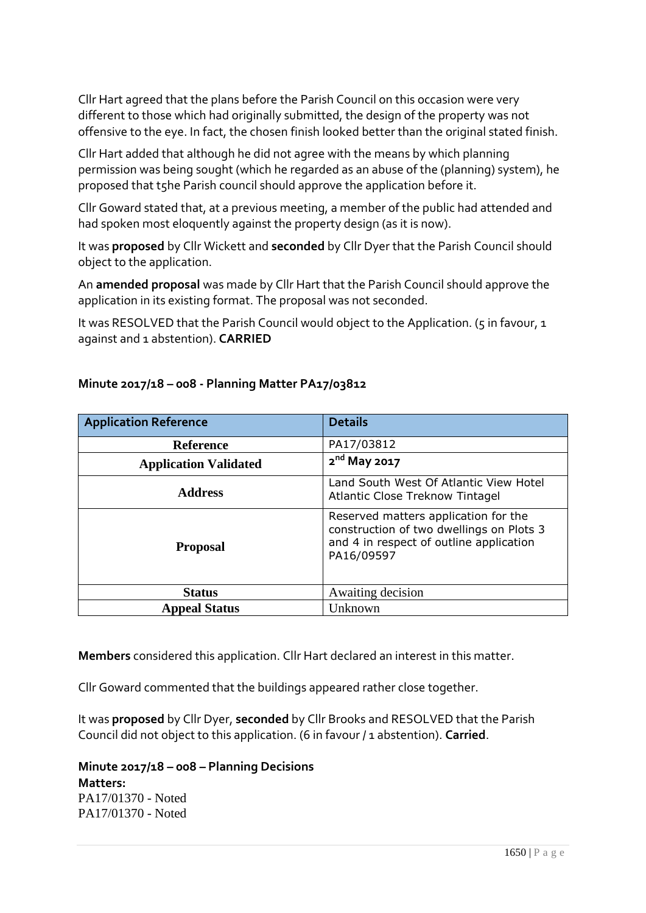Cllr Hart agreed that the plans before the Parish Council on this occasion were very different to those which had originally submitted, the design of the property was not offensive to the eye. In fact, the chosen finish looked better than the original stated finish.

Cllr Hart added that although he did not agree with the means by which planning permission was being sought (which he regarded as an abuse of the (planning) system), he proposed that t5he Parish council should approve the application before it.

Cllr Goward stated that, at a previous meeting, a member of the public had attended and had spoken most eloquently against the property design (as it is now).

It was **proposed** by Cllr Wickett and **seconded** by Cllr Dyer that the Parish Council should object to the application.

An **amended proposal** was made by Cllr Hart that the Parish Council should approve the application in its existing format. The proposal was not seconded.

It was RESOLVED that the Parish Council would object to the Application. (5 in favour, 1 against and 1 abstention). **CARRIED**

**Minute 2017/18 – 008 - Planning Matter PA17/03812**

| Application Reference | Details |
|---|---|
| **Reference** | PA17/03812 |
| **Application Validated** | **2nd May 2017** |
| **Address** | Land South West Of Atlantic View Hotel Atlantic Close Treknow Tintagel |
| **Proposal** | Reserved matters application for the construction of two dwellings on Plots 3 and 4 in respect of outline application PA16/09597 |
| **Status** | Awaiting decision |
| **Appeal Status** | Unknown |

**Members** considered this application. Cllr Hart declared an interest in this matter.

Cllr Goward commented that the buildings appeared rather close together.

It was **proposed** by Cllr Dyer, **seconded** by Cllr Brooks and RESOLVED that the Parish Council did not object to this application. (6 in favour / 1 abstention). **Carried**.

**Minute 2017/18 – 008 – Planning Decisions**
**Matters:**
PA17/01370 - Noted
PA17/01370 - Noted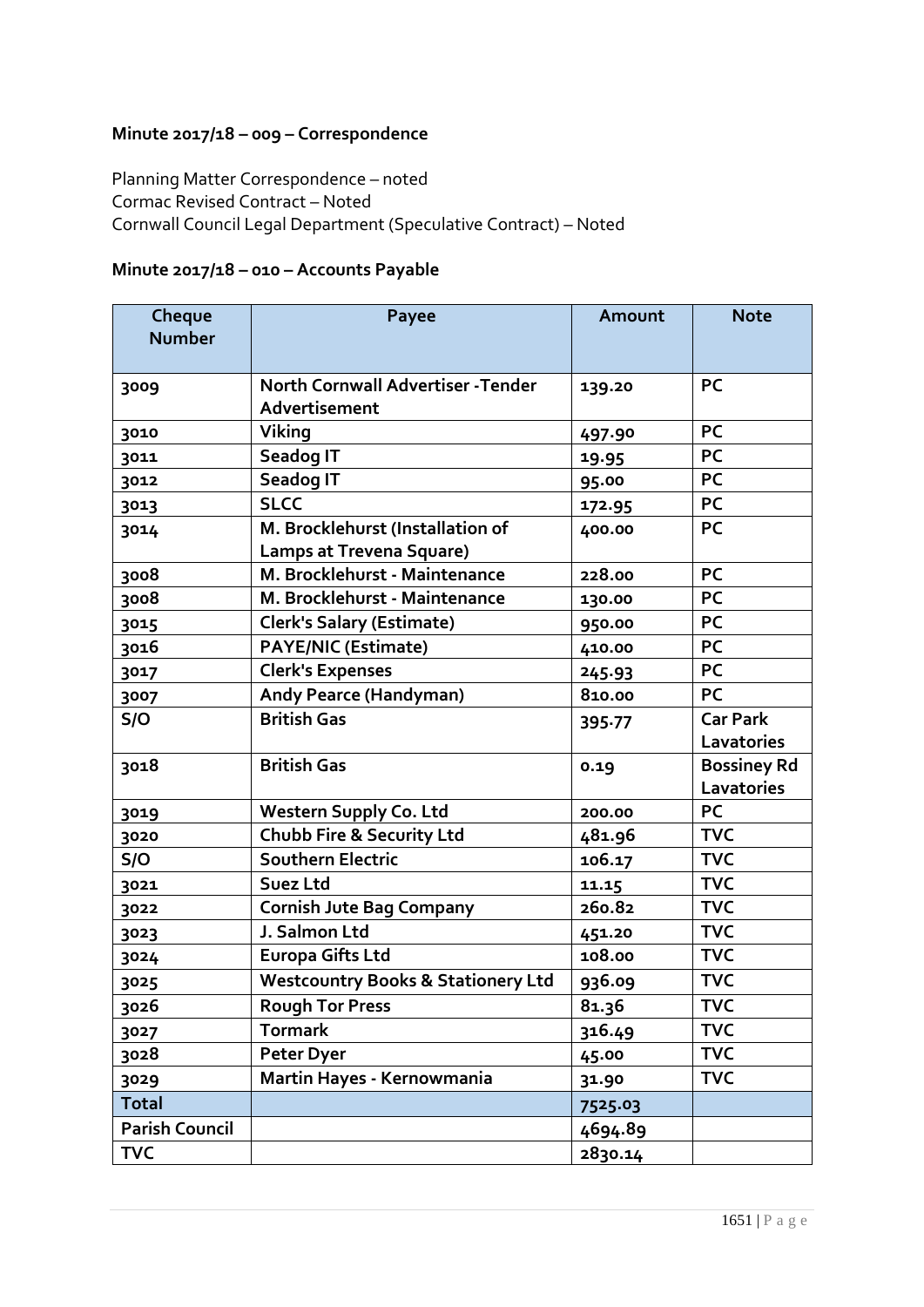### Minute 2017/18 – 009 – Correspondence

Planning Matter Correspondence – noted
Cormac Revised Contract – Noted
Cornwall Council Legal Department (Speculative Contract) – Noted

### Minute 2017/18 – 010 – Accounts Payable

| Cheque Number | Payee | Amount | Note |
|---|---|---|---|
| 3009 | North Cornwall Advertiser -Tender Advertisement | 139.20 | PC |
| 3010 | Viking | 497.90 | PC |
| 3011 | Seadog IT | 19.95 | PC |
| 3012 | Seadog IT | 95.00 | PC |
| 3013 | SLCC | 172.95 | PC |
| 3014 | M. Brocklehurst (Installation of Lamps at Trevena Square) | 400.00 | PC |
| 3008 | M. Brocklehurst - Maintenance | 228.00 | PC |
| 3008 | M. Brocklehurst - Maintenance | 130.00 | PC |
| 3015 | Clerk's Salary (Estimate) | 950.00 | PC |
| 3016 | PAYE/NIC (Estimate) | 410.00 | PC |
| 3017 | Clerk's Expenses | 245.93 | PC |
| 3007 | Andy Pearce (Handyman) | 810.00 | PC |
| S/O | British Gas | 395.77 | Car Park Lavatories |
| 3018 | British Gas | 0.19 | Bossiney Rd Lavatories |
| 3019 | Western Supply Co. Ltd | 200.00 | PC |
| 3020 | Chubb Fire & Security Ltd | 481.96 | TVC |
| S/O | Southern Electric | 106.17 | TVC |
| 3021 | Suez Ltd | 11.15 | TVC |
| 3022 | Cornish Jute Bag Company | 260.82 | TVC |
| 3023 | J. Salmon Ltd | 451.20 | TVC |
| 3024 | Europa Gifts Ltd | 108.00 | TVC |
| 3025 | Westcountry Books & Stationery Ltd | 936.09 | TVC |
| 3026 | Rough Tor Press | 81.36 | TVC |
| 3027 | Tormark | 316.49 | TVC |
| 3028 | Peter Dyer | 45.00 | TVC |
| 3029 | Martin Hayes - Kernowmania | 31.90 | TVC |
| **Total** | | 7525.03 | |
| **Parish Council** | | 4694.89 | |
| **TVC** | | 2830.14 | |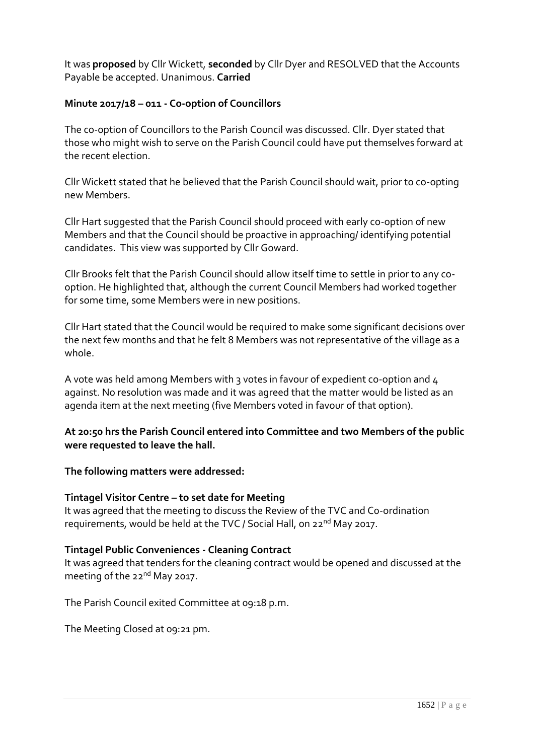It was **proposed** by Cllr Wickett, **seconded** by Cllr Dyer and RESOLVED that the Accounts Payable be accepted. Unanimous. **Carried**

**Minute 2017/18 – 011 - Co-option of Councillors**

The co-option of Councillors to the Parish Council was discussed. Cllr. Dyer stated that those who might wish to serve on the Parish Council could have put themselves forward at the recent election.

Cllr Wickett stated that he believed that the Parish Council should wait, prior to co-opting new Members.

Cllr Hart suggested that the Parish Council should proceed with early co-option of new Members and that the Council should be proactive in approaching/ identifying potential candidates. This view was supported by Cllr Goward.

Cllr Brooks felt that the Parish Council should allow itself time to settle in prior to any co-option. He highlighted that, although the current Council Members had worked together for some time, some Members were in new positions.

Cllr Hart stated that the Council would be required to make some significant decisions over the next few months and that he felt 8 Members was not representative of the village as a whole.

A vote was held among Members with 3 votes in favour of expedient co-option and 4 against. No resolution was made and it was agreed that the matter would be listed as an agenda item at the next meeting (five Members voted in favour of that option).

**At 20:50 hrs the Parish Council entered into Committee and two Members of the public were requested to leave the hall.**

**The following matters were addressed:**

**Tintagel Visitor Centre – to set date for Meeting**

It was agreed that the meeting to discuss the Review of the TVC and Co-ordination requirements, would be held at the TVC / Social Hall, on 22nd May 2017.

**Tintagel Public Conveniences - Cleaning Contract**

It was agreed that tenders for the cleaning contract would be opened and discussed at the meeting of the 22nd May 2017.

The Parish Council exited Committee at 09:18 p.m.

The Meeting Closed at 09:21 pm.